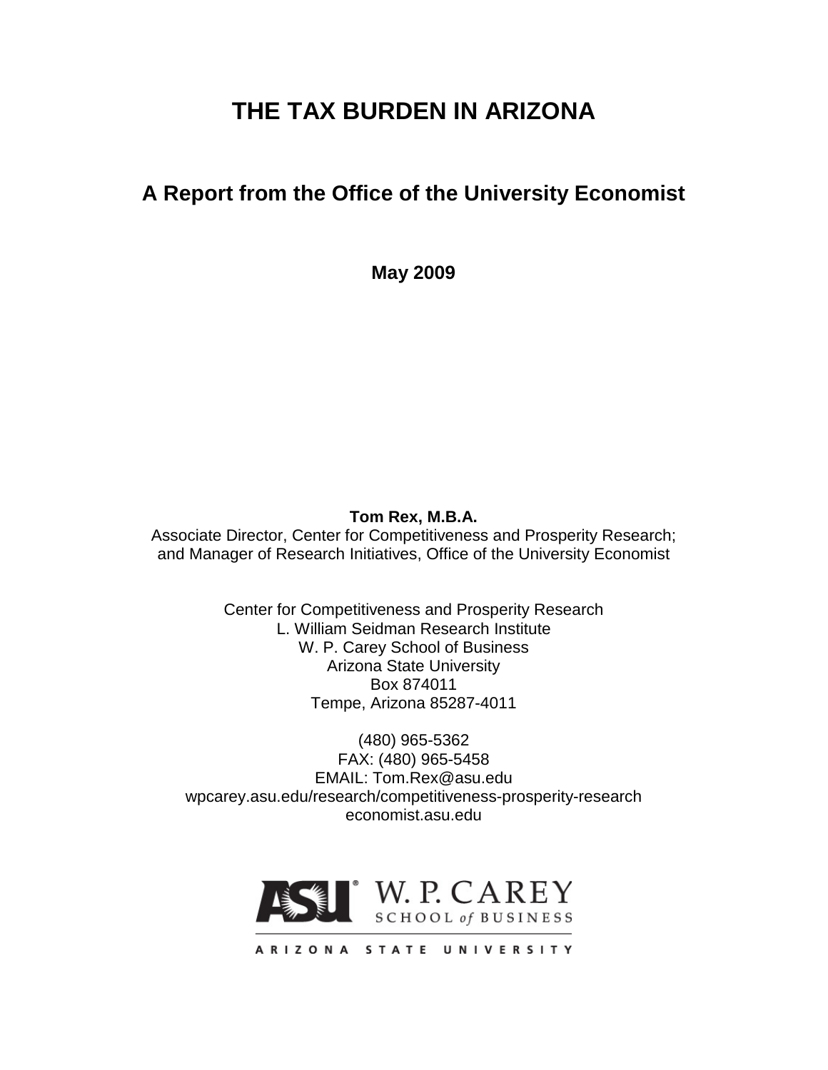# THE TAX BURDEN IN ARIZONA

## A Report from the Office of the University Economist

**May 2009**

**Tom Rex, M.B.A.**
Associate Director, Center for Competitiveness and Prosperity Research;
and Manager of Research Initiatives, Office of the University Economist

Center for Competitiveness and Prosperity Research
L. William Seidman Research Institute
W. P. Carey School of Business
Arizona State University
Box 874011
Tempe, Arizona 85287-4011

(480) 965-5362
FAX: (480) 965-5458
EMAIL: Tom.Rex@asu.edu
wpcarey.asu.edu/research/competitiveness-prosperity-research
economist.asu.edu

ASU W. P. CAREY SCHOOL of BUSINESS
ARIZONA STATE UNIVERSITY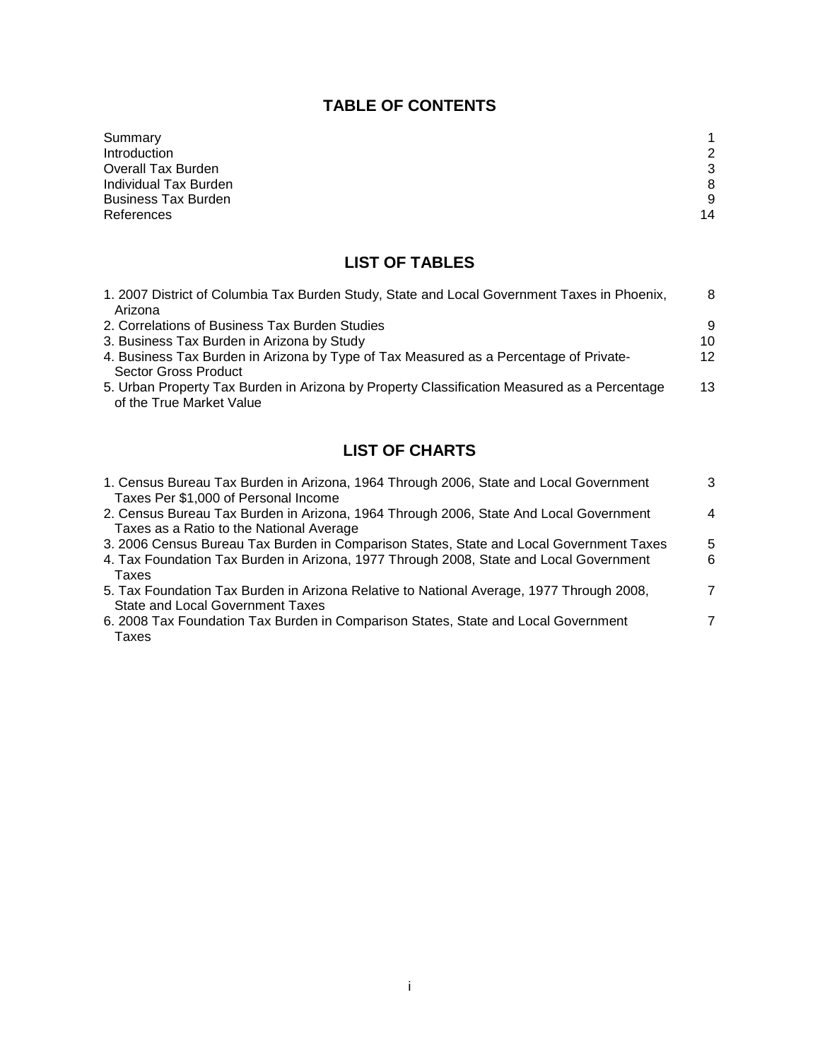## TABLE OF CONTENTS

| | |
|---|---|
| Summary | 1 |
| Introduction | 2 |
| Overall Tax Burden | 3 |
| Individual Tax Burden | 8 |
| Business Tax Burden | 9 |
| References | 14 |

## LIST OF TABLES

| | |
|---|---|
| 1. 2007 District of Columbia Tax Burden Study, State and Local Government Taxes in Phoenix, Arizona | 8 |
| 2. Correlations of Business Tax Burden Studies | 9 |
| 3. Business Tax Burden in Arizona by Study | 10 |
| 4. Business Tax Burden in Arizona by Type of Tax Measured as a Percentage of Private-Sector Gross Product | 12 |
| 5. Urban Property Tax Burden in Arizona by Property Classification Measured as a Percentage of the True Market Value | 13 |

## LIST OF CHARTS

| | |
|---|---|
| 1. Census Bureau Tax Burden in Arizona, 1964 Through 2006, State and Local Government Taxes Per $1,000 of Personal Income | 3 |
| 2. Census Bureau Tax Burden in Arizona, 1964 Through 2006, State And Local Government Taxes as a Ratio to the National Average | 4 |
| 3. 2006 Census Bureau Tax Burden in Comparison States, State and Local Government Taxes | 5 |
| 4. Tax Foundation Tax Burden in Arizona, 1977 Through 2008, State and Local Government Taxes | 6 |
| 5. Tax Foundation Tax Burden in Arizona Relative to National Average, 1977 Through 2008, State and Local Government Taxes | 7 |
| 6. 2008 Tax Foundation Tax Burden in Comparison States, State and Local Government Taxes | 7 |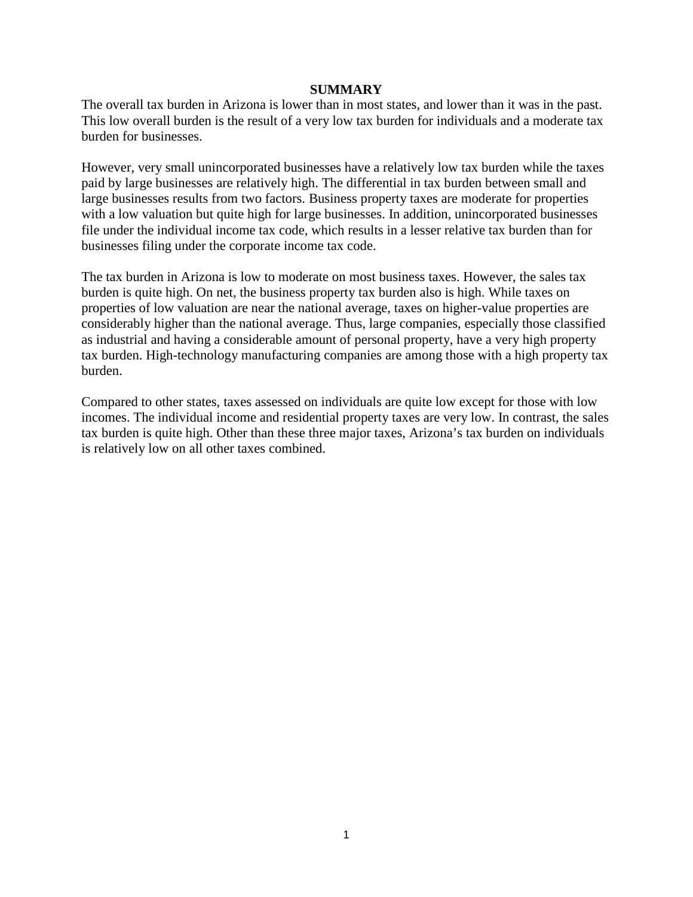# SUMMARY

The overall tax burden in Arizona is lower than in most states, and lower than it was in the past. This low overall burden is the result of a very low tax burden for individuals and a moderate tax burden for businesses.

However, very small unincorporated businesses have a relatively low tax burden while the taxes paid by large businesses are relatively high. The differential in tax burden between small and large businesses results from two factors. Business property taxes are moderate for properties with a low valuation but quite high for large businesses. In addition, unincorporated businesses file under the individual income tax code, which results in a lesser relative tax burden than for businesses filing under the corporate income tax code.

The tax burden in Arizona is low to moderate on most business taxes. However, the sales tax burden is quite high. On net, the business property tax burden also is high. While taxes on properties of low valuation are near the national average, taxes on higher-value properties are considerably higher than the national average. Thus, large companies, especially those classified as industrial and having a considerable amount of personal property, have a very high property tax burden. High-technology manufacturing companies are among those with a high property tax burden.

Compared to other states, taxes assessed on individuals are quite low except for those with low incomes. The individual income and residential property taxes are very low. In contrast, the sales tax burden is quite high. Other than these three major taxes, Arizona's tax burden on individuals is relatively low on all other taxes combined.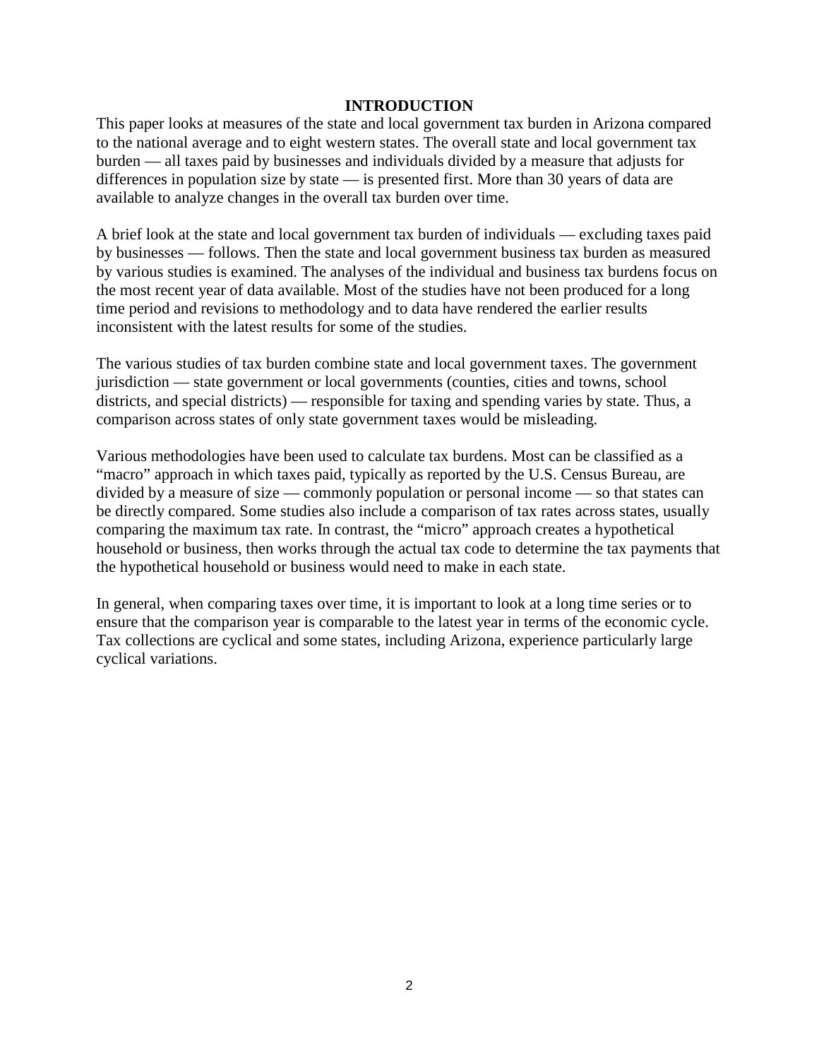## INTRODUCTION

This paper looks at measures of the state and local government tax burden in Arizona compared to the national average and to eight western states. The overall state and local government tax burden — all taxes paid by businesses and individuals divided by a measure that adjusts for differences in population size by state — is presented first. More than 30 years of data are available to analyze changes in the overall tax burden over time.

A brief look at the state and local government tax burden of individuals — excluding taxes paid by businesses — follows. Then the state and local government business tax burden as measured by various studies is examined. The analyses of the individual and business tax burdens focus on the most recent year of data available. Most of the studies have not been produced for a long time period and revisions to methodology and to data have rendered the earlier results inconsistent with the latest results for some of the studies.

The various studies of tax burden combine state and local government taxes. The government jurisdiction — state government or local governments (counties, cities and towns, school districts, and special districts) — responsible for taxing and spending varies by state. Thus, a comparison across states of only state government taxes would be misleading.

Various methodologies have been used to calculate tax burdens. Most can be classified as a "macro" approach in which taxes paid, typically as reported by the U.S. Census Bureau, are divided by a measure of size — commonly population or personal income — so that states can be directly compared. Some studies also include a comparison of tax rates across states, usually comparing the maximum tax rate. In contrast, the "micro" approach creates a hypothetical household or business, then works through the actual tax code to determine the tax payments that the hypothetical household or business would need to make in each state.

In general, when comparing taxes over time, it is important to look at a long time series or to ensure that the comparison year is comparable to the latest year in terms of the economic cycle. Tax collections are cyclical and some states, including Arizona, experience particularly large cyclical variations.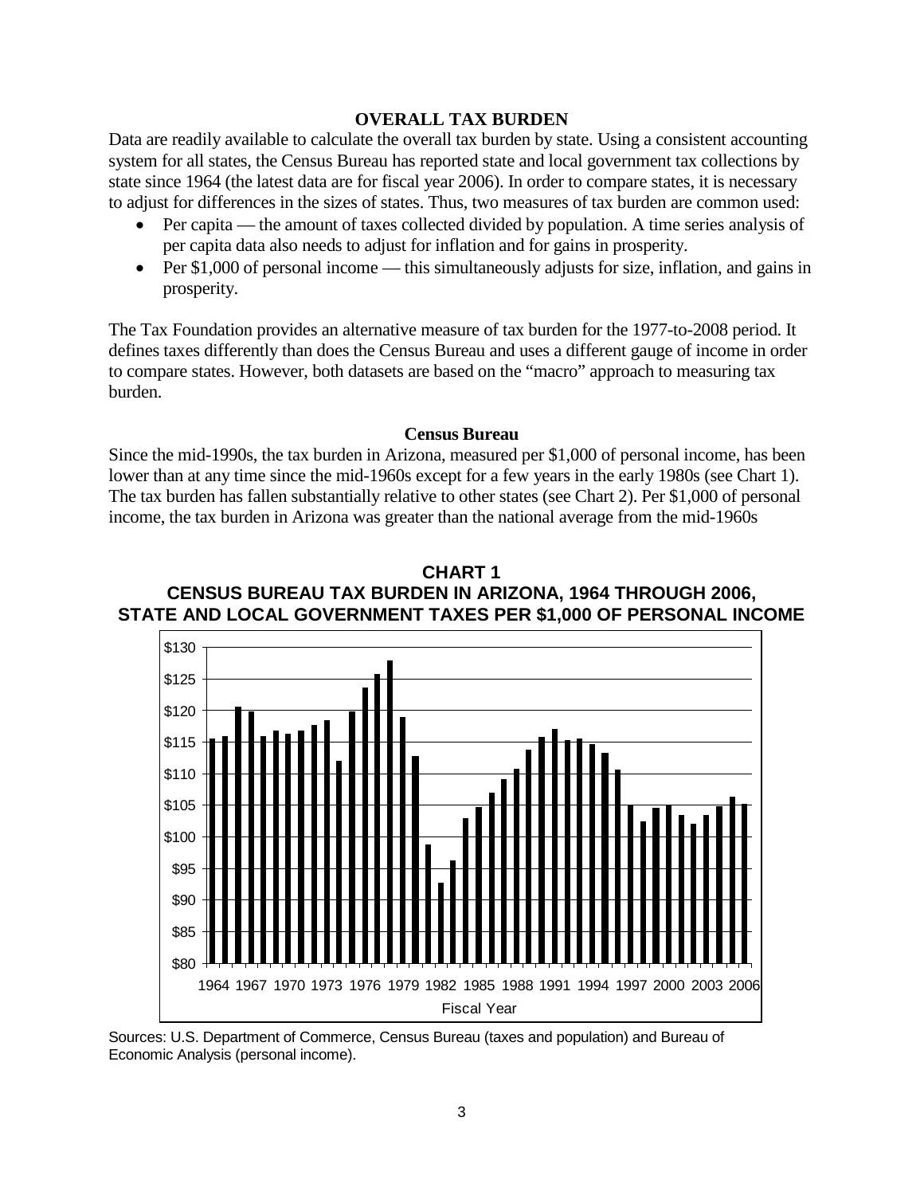## OVERALL TAX BURDEN

Data are readily available to calculate the overall tax burden by state. Using a consistent accounting system for all states, the Census Bureau has reported state and local government tax collections by state since 1964 (the latest data are for fiscal year 2006). In order to compare states, it is necessary to adjust for differences in the sizes of states. Thus, two measures of tax burden are common used:

- Per capita — the amount of taxes collected divided by population. A time series analysis of per capita data also needs to adjust for inflation and for gains in prosperity.
- Per $1,000 of personal income — this simultaneously adjusts for size, inflation, and gains in prosperity.

The Tax Foundation provides an alternative measure of tax burden for the 1977-to-2008 period. It defines taxes differently than does the Census Bureau and uses a different gauge of income in order to compare states. However, both datasets are based on the "macro" approach to measuring tax burden.

### Census Bureau

Since the mid-1990s, the tax burden in Arizona, measured per $1,000 of personal income, has been lower than at any time since the mid-1960s except for a few years in the early 1980s (see Chart 1). The tax burden has fallen substantially relative to other states (see Chart 2). Per $1,000 of personal income, the tax burden in Arizona was greater than the national average from the mid-1960s

**CHART 1**
**CENSUS BUREAU TAX BURDEN IN ARIZONA, 1964 THROUGH 2006, STATE AND LOCAL GOVERNMENT TAXES PER $1,000 OF PERSONAL INCOME**

$130
$125
$120
$115
$110
$105
$100
$95
$90
$85
$80

1964 1967 1970 1973 1976 1979 1982 1985 1988 1991 1994 1997 2000 2003 2006

Fiscal Year

Sources: U.S. Department of Commerce, Census Bureau (taxes and population) and Bureau of Economic Analysis (personal income).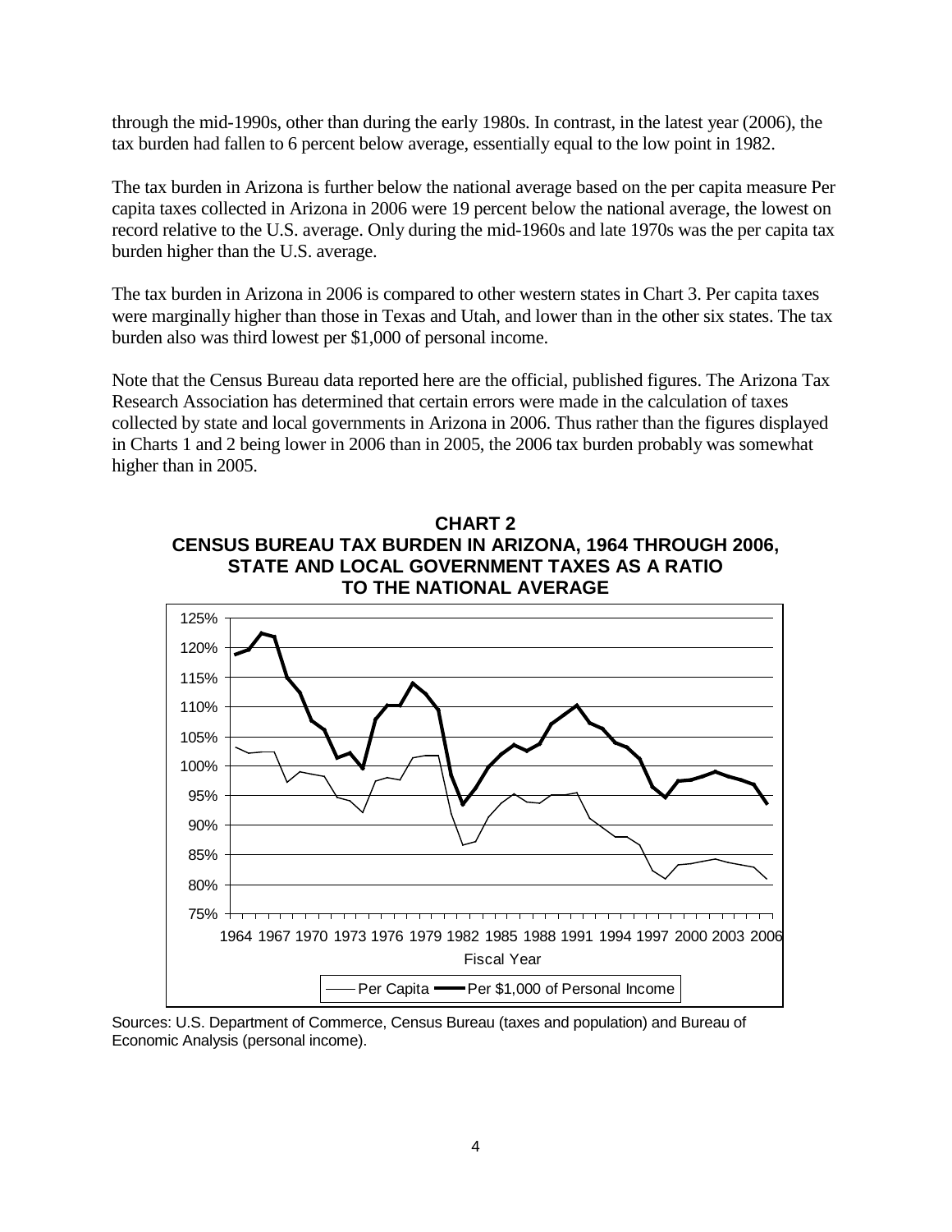through the mid-1990s, other than during the early 1980s. In contrast, in the latest year (2006), the tax burden had fallen to 6 percent below average, essentially equal to the low point in 1982.

The tax burden in Arizona is further below the national average based on the per capita measure Per capita taxes collected in Arizona in 2006 were 19 percent below the national average, the lowest on record relative to the U.S. average. Only during the mid-1960s and late 1970s was the per capita tax burden higher than the U.S. average.

The tax burden in Arizona in 2006 is compared to other western states in Chart 3. Per capita taxes were marginally higher than those in Texas and Utah, and lower than in the other six states. The tax burden also was third lowest per $1,000 of personal income.

Note that the Census Bureau data reported here are the official, published figures. The Arizona Tax Research Association has determined that certain errors were made in the calculation of taxes collected by state and local governments in Arizona in 2006. Thus rather than the figures displayed in Charts 1 and 2 being lower in 2006 than in 2005, the 2006 tax burden probably was somewhat higher than in 2005.

**CHART 2**
**CENSUS BUREAU TAX BURDEN IN ARIZONA, 1964 THROUGH 2006, STATE AND LOCAL GOVERNMENT TAXES AS A RATIO TO THE NATIONAL AVERAGE**

125%
120%
115%
110%
105%
100%
95%
90%
85%
80%
75%

1964 1967 1970 1973 1976 1979 1982 1985 1988 1991 1994 1997 2000 2003 2006

Fiscal Year

Per Capita
Per $1,000 of Personal Income

Sources: U.S. Department of Commerce, Census Bureau (taxes and population) and Bureau of Economic Analysis (personal income).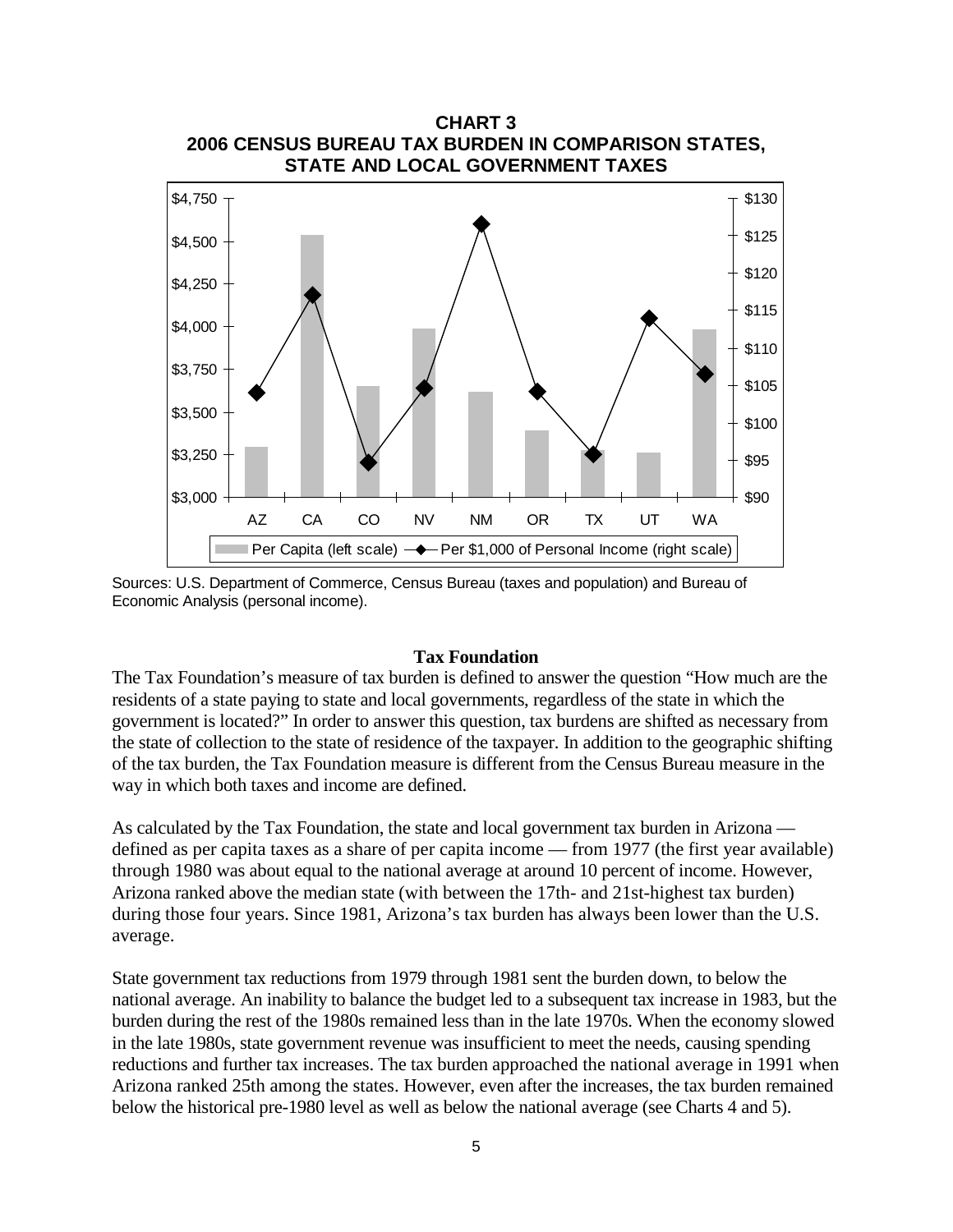**CHART 3**
**2006 CENSUS BUREAU TAX BURDEN IN COMPARISON STATES, STATE AND LOCAL GOVERNMENT TAXES**

$4,750
$4,500
$4,250
$4,000
$3,750
$3,500
$3,250
$3,000

$130
$125
$120
$115
$110
$105
$100
$95
$90

AZ CA CO NV NM OR TX UT WA

Per Capita (left scale) — Per $1,000 of Personal Income (right scale)

Sources: U.S. Department of Commerce, Census Bureau (taxes and population) and Bureau of Economic Analysis (personal income).

## Tax Foundation

The Tax Foundation's measure of tax burden is defined to answer the question "How much are the residents of a state paying to state and local governments, regardless of the state in which the government is located?" In order to answer this question, tax burdens are shifted as necessary from the state of collection to the state of residence of the taxpayer. In addition to the geographic shifting of the tax burden, the Tax Foundation measure is different from the Census Bureau measure in the way in which both taxes and income are defined.

As calculated by the Tax Foundation, the state and local government tax burden in Arizona — defined as per capita taxes as a share of per capita income — from 1977 (the first year available) through 1980 was about equal to the national average at around 10 percent of income. However, Arizona ranked above the median state (with between the 17th- and 21st-highest tax burden) during those four years. Since 1981, Arizona's tax burden has always been lower than the U.S. average.

State government tax reductions from 1979 through 1981 sent the burden down, to below the national average. An inability to balance the budget led to a subsequent tax increase in 1983, but the burden during the rest of the 1980s remained less than in the late 1970s. When the economy slowed in the late 1980s, state government revenue was insufficient to meet the needs, causing spending reductions and further tax increases. The tax burden approached the national average in 1991 when Arizona ranked 25th among the states. However, even after the increases, the tax burden remained below the historical pre-1980 level as well as below the national average (see Charts 4 and 5).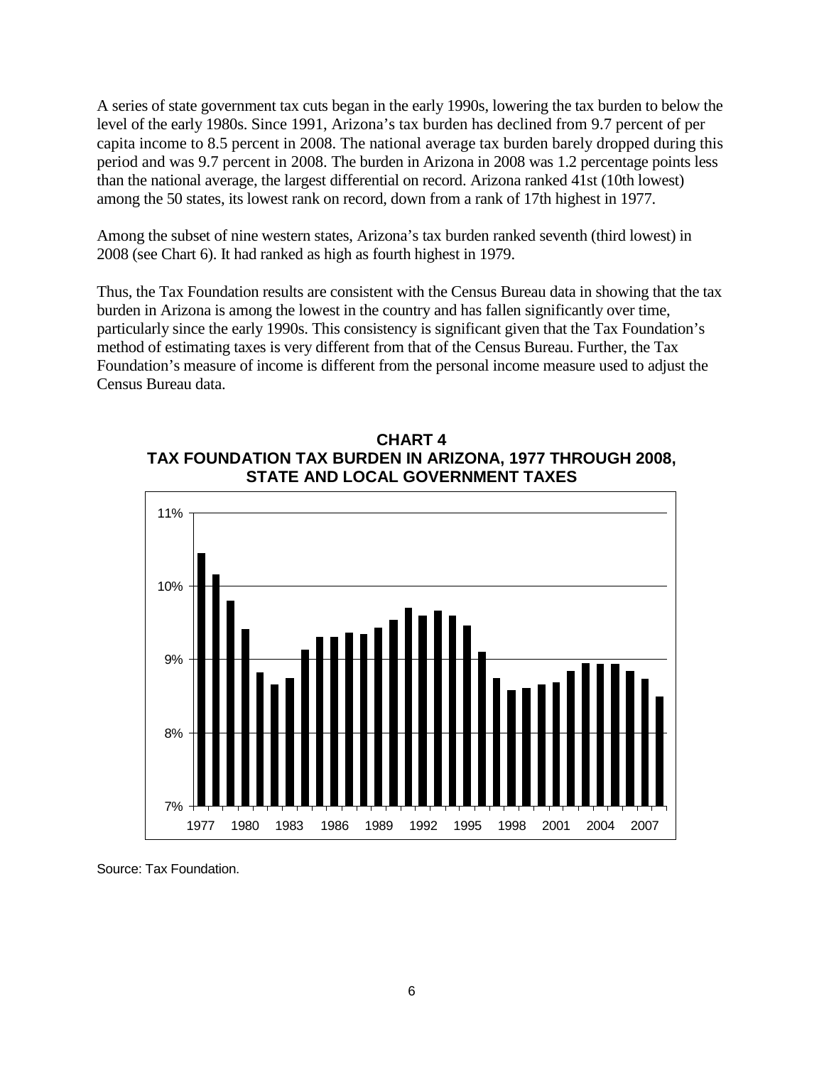A series of state government tax cuts began in the early 1990s, lowering the tax burden to below the level of the early 1980s. Since 1991, Arizona's tax burden has declined from 9.7 percent of per capita income to 8.5 percent in 2008. The national average tax burden barely dropped during this period and was 9.7 percent in 2008. The burden in Arizona in 2008 was 1.2 percentage points less than the national average, the largest differential on record. Arizona ranked 41st (10th lowest) among the 50 states, its lowest rank on record, down from a rank of 17th highest in 1977.

Among the subset of nine western states, Arizona's tax burden ranked seventh (third lowest) in 2008 (see Chart 6). It had ranked as high as fourth highest in 1979.

Thus, the Tax Foundation results are consistent with the Census Bureau data in showing that the tax burden in Arizona is among the lowest in the country and has fallen significantly over time, particularly since the early 1990s. This consistency is significant given that the Tax Foundation's method of estimating taxes is very different from that of the Census Bureau. Further, the Tax Foundation's measure of income is different from the personal income measure used to adjust the Census Bureau data.

**CHART 4**
**TAX FOUNDATION TAX BURDEN IN ARIZONA, 1977 THROUGH 2008, STATE AND LOCAL GOVERNMENT TAXES**

11%
10%
9%
8%
7%

1977 1980 1983 1986 1989 1992 1995 1998 2001 2004 2007

Source: Tax Foundation.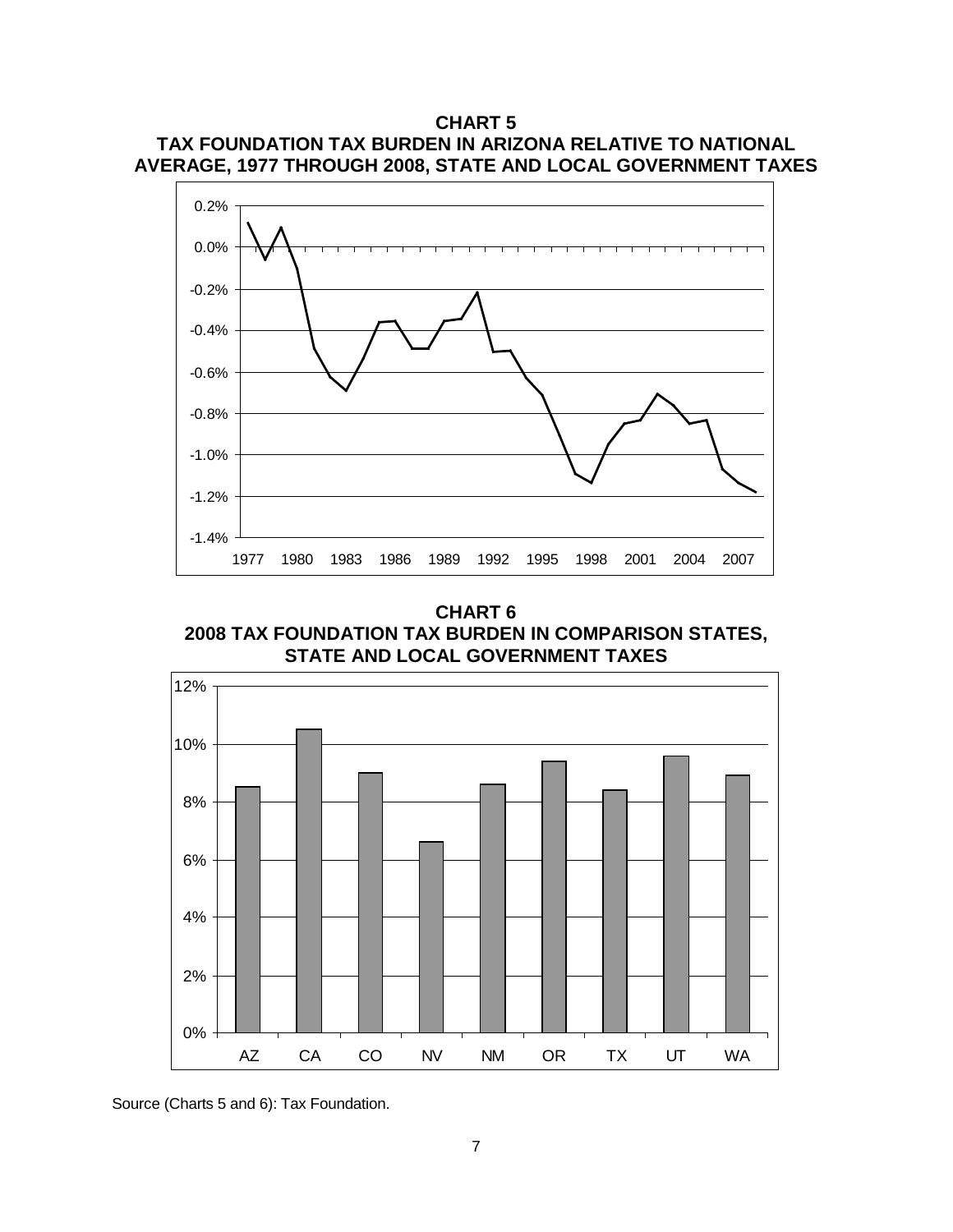**CHART 5**
**TAX FOUNDATION TAX BURDEN IN ARIZONA RELATIVE TO NATIONAL AVERAGE, 1977 THROUGH 2008, STATE AND LOCAL GOVERNMENT TAXES**

0.2%
0.0%
-0.2%
-0.4%
-0.6%
-0.8%
-1.0%
-1.2%
-1.4%

1977 1980 1983 1986 1989 1992 1995 1998 2001 2004 2007

**CHART 6**
**2008 TAX FOUNDATION TAX BURDEN IN COMPARISON STATES, STATE AND LOCAL GOVERNMENT TAXES**

12%
10%
8%
6%
4%
2%
0%

AZ CA CO NV NM OR TX UT WA

Source (Charts 5 and 6): Tax Foundation.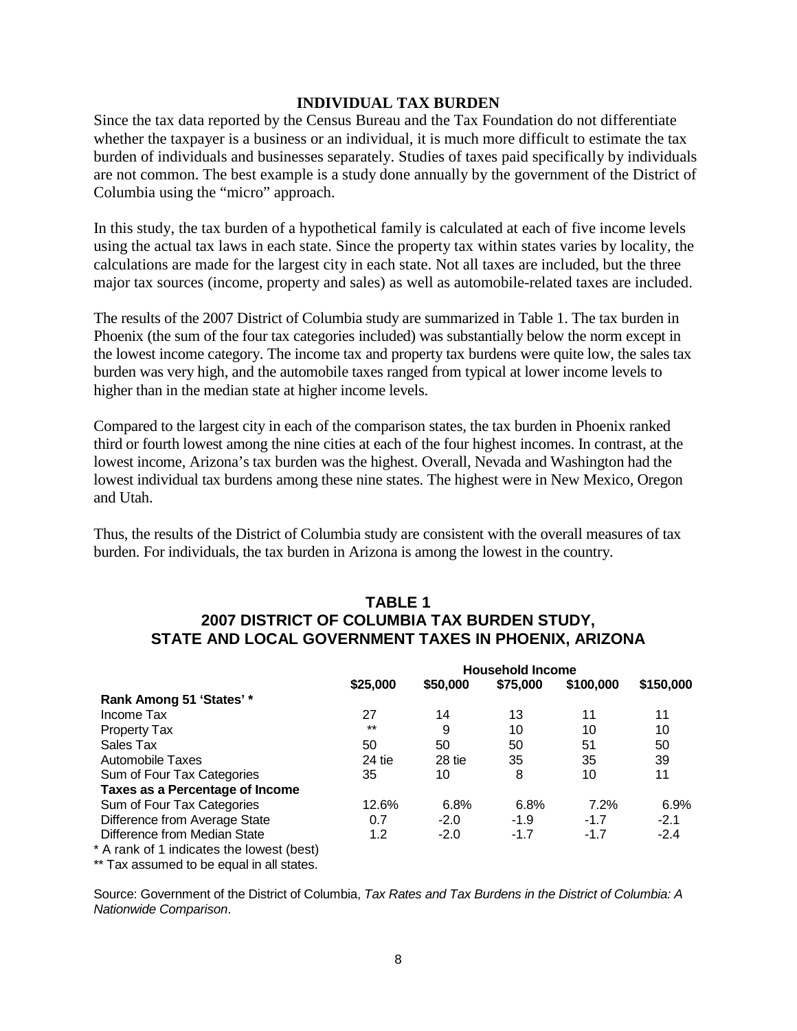## INDIVIDUAL TAX BURDEN

Since the tax data reported by the Census Bureau and the Tax Foundation do not differentiate whether the taxpayer is a business or an individual, it is much more difficult to estimate the tax burden of individuals and businesses separately. Studies of taxes paid specifically by individuals are not common. The best example is a study done annually by the government of the District of Columbia using the "micro" approach.

In this study, the tax burden of a hypothetical family is calculated at each of five income levels using the actual tax laws in each state. Since the property tax within states varies by locality, the calculations are made for the largest city in each state. Not all taxes are included, but the three major tax sources (income, property and sales) as well as automobile-related taxes are included.

The results of the 2007 District of Columbia study are summarized in Table 1. The tax burden in Phoenix (the sum of the four tax categories included) was substantially below the norm except in the lowest income category. The income tax and property tax burdens were quite low, the sales tax burden was very high, and the automobile taxes ranged from typical at lower income levels to higher than in the median state at higher income levels.

Compared to the largest city in each of the comparison states, the tax burden in Phoenix ranked third or fourth lowest among the nine cities at each of the four highest incomes. In contrast, at the lowest income, Arizona's tax burden was the highest. Overall, Nevada and Washington had the lowest individual tax burdens among these nine states. The highest were in New Mexico, Oregon and Utah.

Thus, the results of the District of Columbia study are consistent with the overall measures of tax burden. For individuals, the tax burden in Arizona is among the lowest in the country.

### TABLE 1
### 2007 DISTRICT OF COLUMBIA TAX BURDEN STUDY, STATE AND LOCAL GOVERNMENT TAXES IN PHOENIX, ARIZONA

| | Household Income | | | | |
|---|---|---|---|---|---|
| | **$25,000** | **$50,000** | **$75,000** | **$100,000** | **$150,000** |
| **Rank Among 51 'States' \*** | | | | | |
| Income Tax | 27 | 14 | 13 | 11 | 11 |
| Property Tax | ** | 9 | 10 | 10 | 10 |
| Sales Tax | 50 | 50 | 50 | 51 | 50 |
| Automobile Taxes | 24 tie | 28 tie | 35 | 35 | 39 |
| Sum of Four Tax Categories | 35 | 10 | 8 | 10 | 11 |
| **Taxes as a Percentage of Income** | | | | | |
| Sum of Four Tax Categories | 12.6% | 6.8% | 6.8% | 7.2% | 6.9% |
| Difference from Average State | 0.7 | -2.0 | -1.9 | -1.7 | -2.1 |
| Difference from Median State | 1.2 | -2.0 | -1.7 | -1.7 | -2.4 |

\* A rank of 1 indicates the lowest (best)

** Tax assumed to be equal in all states.

Source: Government of the District of Columbia, *Tax Rates and Tax Burdens in the District of Columbia: A Nationwide Comparison*.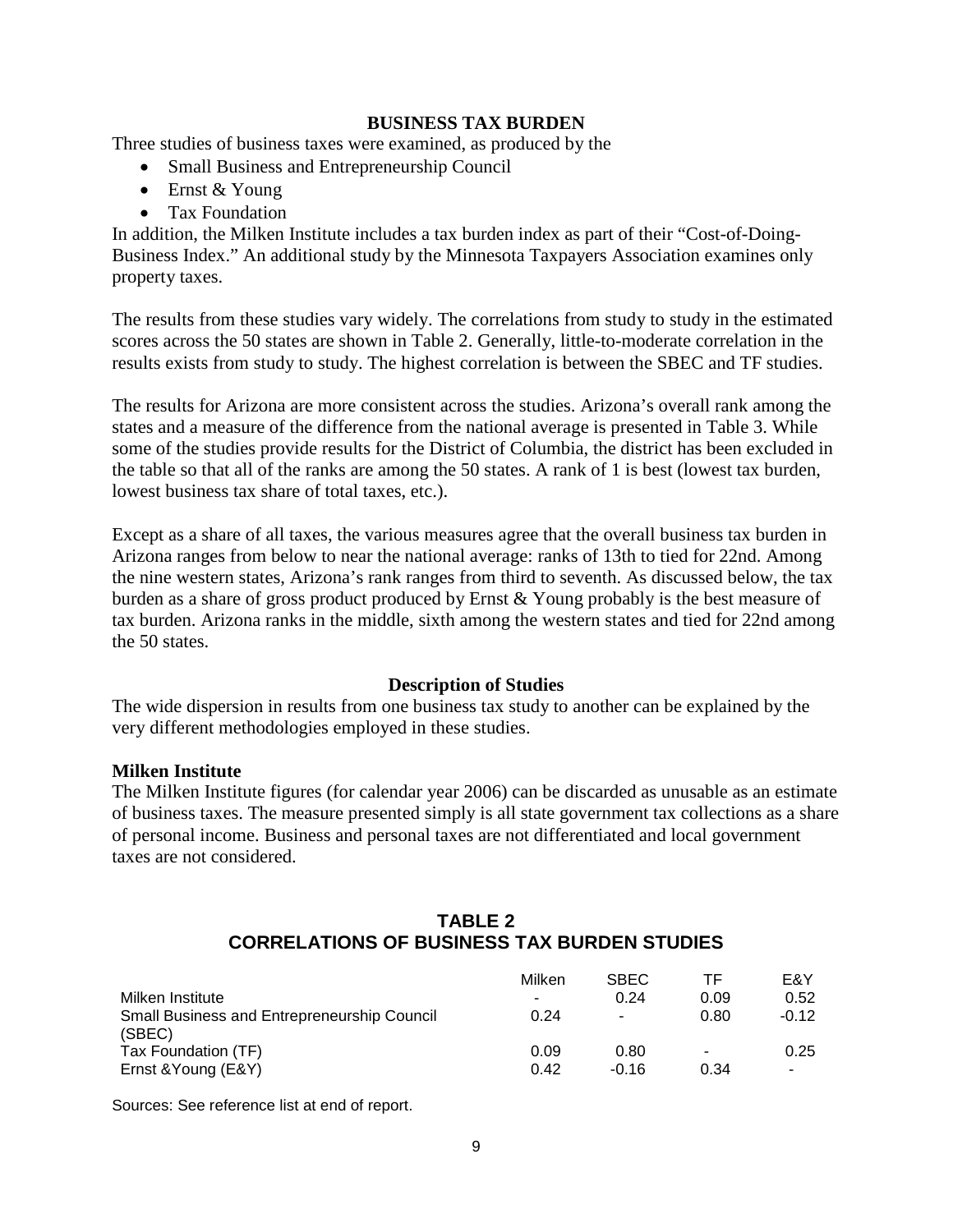## BUSINESS TAX BURDEN

Three studies of business taxes were examined, as produced by the

- Small Business and Entrepreneurship Council
- Ernst & Young
- Tax Foundation

In addition, the Milken Institute includes a tax burden index as part of their "Cost-of-Doing-Business Index." An additional study by the Minnesota Taxpayers Association examines only property taxes.

The results from these studies vary widely. The correlations from study to study in the estimated scores across the 50 states are shown in Table 2. Generally, little-to-moderate correlation in the results exists from study to study. The highest correlation is between the SBEC and TF studies.

The results for Arizona are more consistent across the studies. Arizona's overall rank among the states and a measure of the difference from the national average is presented in Table 3. While some of the studies provide results for the District of Columbia, the district has been excluded in the table so that all of the ranks are among the 50 states. A rank of 1 is best (lowest tax burden, lowest business tax share of total taxes, etc.).

Except as a share of all taxes, the various measures agree that the overall business tax burden in Arizona ranges from below to near the national average: ranks of 13th to tied for 22nd. Among the nine western states, Arizona's rank ranges from third to seventh. As discussed below, the tax burden as a share of gross product produced by Ernst & Young probably is the best measure of tax burden. Arizona ranks in the middle, sixth among the western states and tied for 22nd among the 50 states.

### Description of Studies

The wide dispersion in results from one business tax study to another can be explained by the very different methodologies employed in these studies.

**Milken Institute**

The Milken Institute figures (for calendar year 2006) can be discarded as unusable as an estimate of business taxes. The measure presented simply is all state government tax collections as a share of personal income. Business and personal taxes are not differentiated and local government taxes are not considered.

**TABLE 2**
**CORRELATIONS OF BUSINESS TAX BURDEN STUDIES**

| | Milken | SBEC | TF | E&Y |
|---|---|---|---|---|
| Milken Institute | - | 0.24 | 0.09 | 0.52 |
| Small Business and Entrepreneurship Council (SBEC) | 0.24 | - | 0.80 | -0.12 |
| Tax Foundation (TF) | 0.09 | 0.80 | - | 0.25 |
| Ernst &Young (E&Y) | 0.42 | -0.16 | 0.34 | - |

Sources: See reference list at end of report.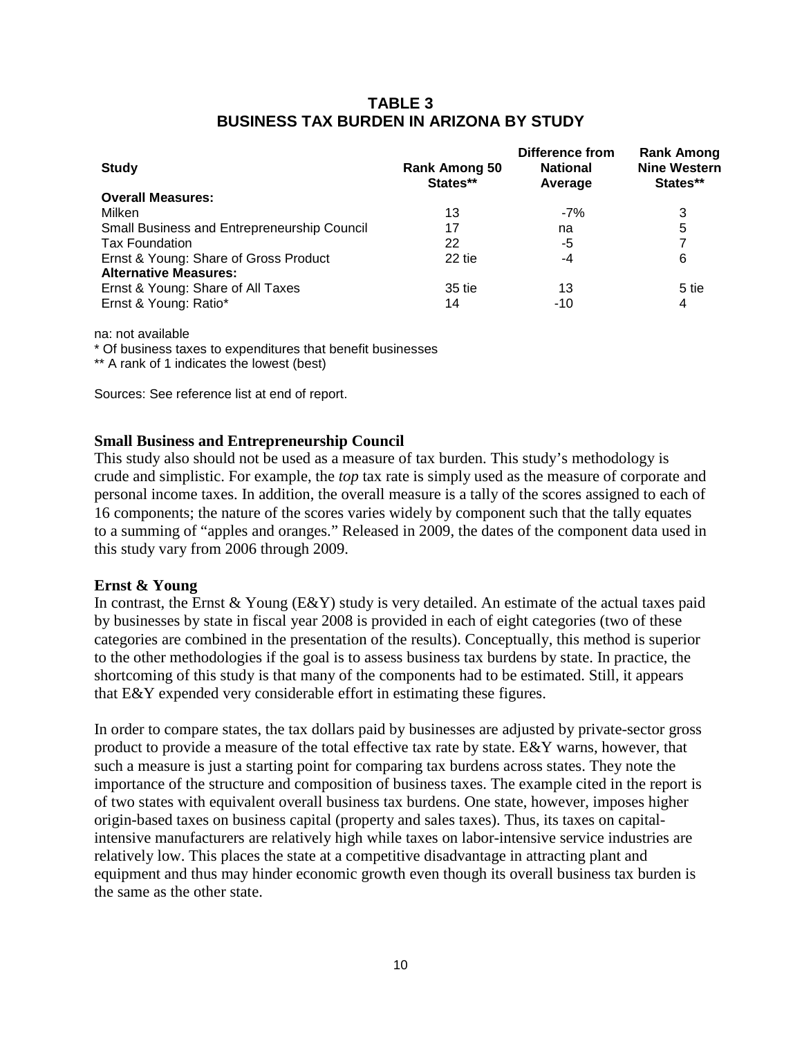## TABLE 3
## BUSINESS TAX BURDEN IN ARIZONA BY STUDY

| Study | Rank Among 50 States** | Difference from National Average | Rank Among Nine Western States** |
|---|---|---|---|
| **Overall Measures:** | | | |
| Milken | 13 | -7% | 3 |
| Small Business and Entrepreneurship Council | 17 | na | 5 |
| Tax Foundation | 22 | -5 | 7 |
| Ernst & Young: Share of Gross Product | 22 tie | -4 | 6 |
| **Alternative Measures:** | | | |
| Ernst & Young: Share of All Taxes | 35 tie | 13 | 5 tie |
| Ernst & Young: Ratio* | 14 | -10 | 4 |

na: not available

* Of business taxes to expenditures that benefit businesses

** A rank of 1 indicates the lowest (best)

Sources: See reference list at end of report.

**Small Business and Entrepreneurship Council**

This study also should not be used as a measure of tax burden. This study's methodology is crude and simplistic. For example, the *top* tax rate is simply used as the measure of corporate and personal income taxes. In addition, the overall measure is a tally of the scores assigned to each of 16 components; the nature of the scores varies widely by component such that the tally equates to a summing of "apples and oranges." Released in 2009, the dates of the component data used in this study vary from 2006 through 2009.

**Ernst & Young**

In contrast, the Ernst & Young (E&Y) study is very detailed. An estimate of the actual taxes paid by businesses by state in fiscal year 2008 is provided in each of eight categories (two of these categories are combined in the presentation of the results). Conceptually, this method is superior to the other methodologies if the goal is to assess business tax burdens by state. In practice, the shortcoming of this study is that many of the components had to be estimated. Still, it appears that E&Y expended very considerable effort in estimating these figures.

In order to compare states, the tax dollars paid by businesses are adjusted by private-sector gross product to provide a measure of the total effective tax rate by state. E&Y warns, however, that such a measure is just a starting point for comparing tax burdens across states. They note the importance of the structure and composition of business taxes. The example cited in the report is of two states with equivalent overall business tax burdens. One state, however, imposes higher origin-based taxes on business capital (property and sales taxes). Thus, its taxes on capital-intensive manufacturers are relatively high while taxes on labor-intensive service industries are relatively low. This places the state at a competitive disadvantage in attracting plant and equipment and thus may hinder economic growth even though its overall business tax burden is the same as the other state.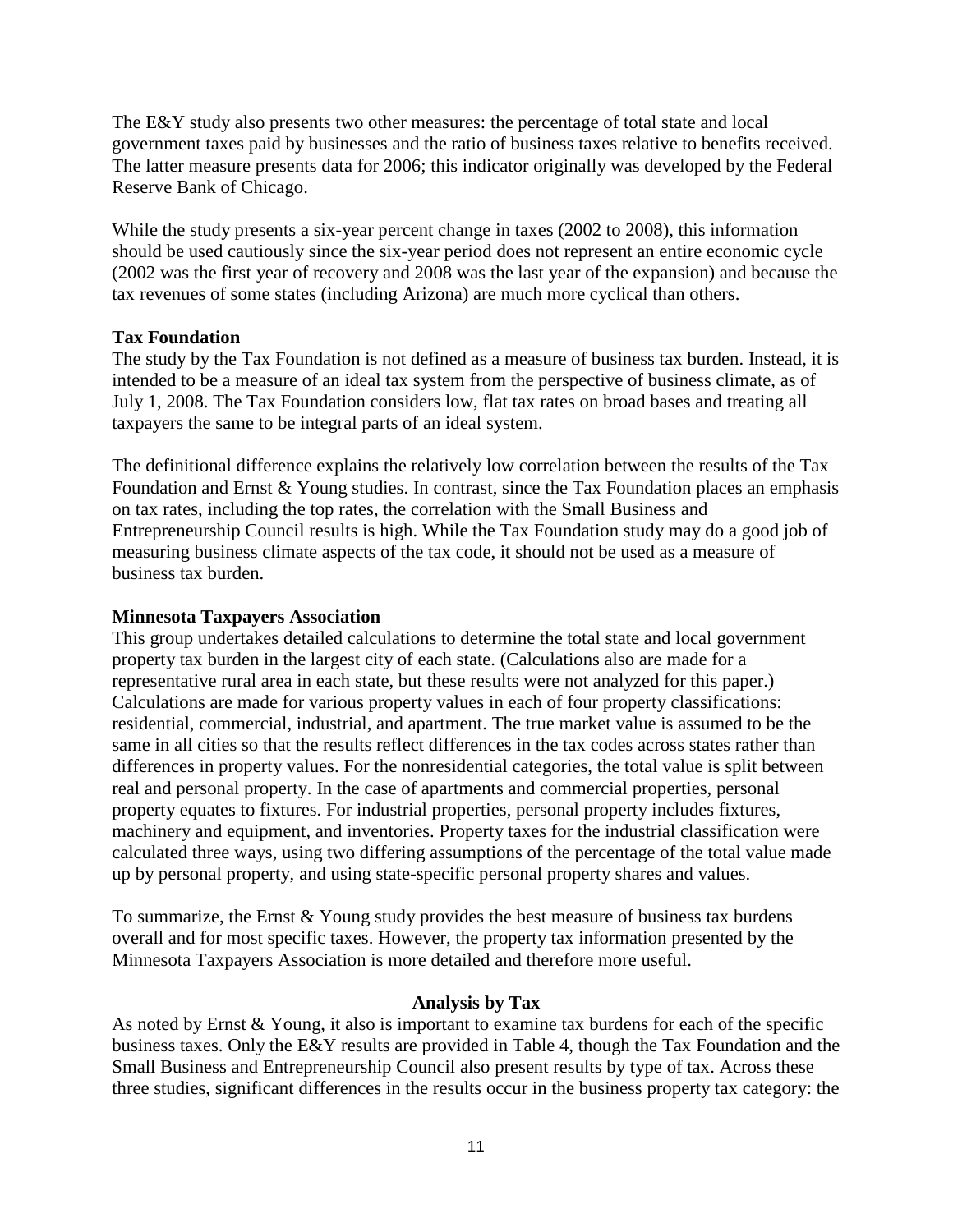The E&Y study also presents two other measures: the percentage of total state and local government taxes paid by businesses and the ratio of business taxes relative to benefits received. The latter measure presents data for 2006; this indicator originally was developed by the Federal Reserve Bank of Chicago.

While the study presents a six-year percent change in taxes (2002 to 2008), this information should be used cautiously since the six-year period does not represent an entire economic cycle (2002 was the first year of recovery and 2008 was the last year of the expansion) and because the tax revenues of some states (including Arizona) are much more cyclical than others.

**Tax Foundation**

The study by the Tax Foundation is not defined as a measure of business tax burden. Instead, it is intended to be a measure of an ideal tax system from the perspective of business climate, as of July 1, 2008. The Tax Foundation considers low, flat tax rates on broad bases and treating all taxpayers the same to be integral parts of an ideal system.

The definitional difference explains the relatively low correlation between the results of the Tax Foundation and Ernst & Young studies. In contrast, since the Tax Foundation places an emphasis on tax rates, including the top rates, the correlation with the Small Business and Entrepreneurship Council results is high. While the Tax Foundation study may do a good job of measuring business climate aspects of the tax code, it should not be used as a measure of business tax burden.

**Minnesota Taxpayers Association**

This group undertakes detailed calculations to determine the total state and local government property tax burden in the largest city of each state. (Calculations also are made for a representative rural area in each state, but these results were not analyzed for this paper.) Calculations are made for various property values in each of four property classifications: residential, commercial, industrial, and apartment. The true market value is assumed to be the same in all cities so that the results reflect differences in the tax codes across states rather than differences in property values. For the nonresidential categories, the total value is split between real and personal property. In the case of apartments and commercial properties, personal property equates to fixtures. For industrial properties, personal property includes fixtures, machinery and equipment, and inventories. Property taxes for the industrial classification were calculated three ways, using two differing assumptions of the percentage of the total value made up by personal property, and using state-specific personal property shares and values.

To summarize, the Ernst & Young study provides the best measure of business tax burdens overall and for most specific taxes. However, the property tax information presented by the Minnesota Taxpayers Association is more detailed and therefore more useful.

## Analysis by Tax

As noted by Ernst & Young, it also is important to examine tax burdens for each of the specific business taxes. Only the E&Y results are provided in Table 4, though the Tax Foundation and the Small Business and Entrepreneurship Council also present results by type of tax. Across these three studies, significant differences in the results occur in the business property tax category: the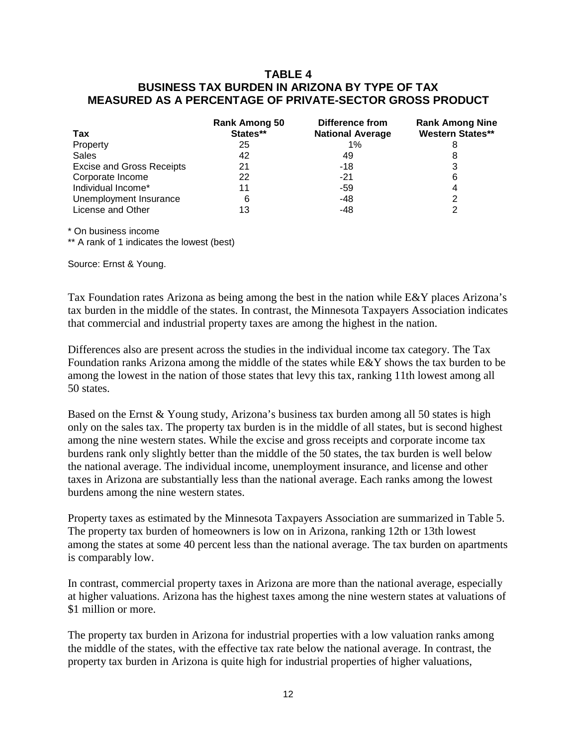**TABLE 4**
**BUSINESS TAX BURDEN IN ARIZONA BY TYPE OF TAX**
**MEASURED AS A PERCENTAGE OF PRIVATE-SECTOR GROSS PRODUCT**

| Tax | Rank Among 50 States** | Difference from National Average | Rank Among Nine Western States** |
|---|---|---|---|
| Property | 25 | 1% | 8 |
| Sales | 42 | 49 | 8 |
| Excise and Gross Receipts | 21 | -18 | 3 |
| Corporate Income | 22 | -21 | 6 |
| Individual Income* | 11 | -59 | 4 |
| Unemployment Insurance | 6 | -48 | 2 |
| License and Other | 13 | -48 | 2 |

* On business income

** A rank of 1 indicates the lowest (best)

Source: Ernst & Young.

Tax Foundation rates Arizona as being among the best in the nation while E&Y places Arizona's tax burden in the middle of the states. In contrast, the Minnesota Taxpayers Association indicates that commercial and industrial property taxes are among the highest in the nation.

Differences also are present across the studies in the individual income tax category. The Tax Foundation ranks Arizona among the middle of the states while E&Y shows the tax burden to be among the lowest in the nation of those states that levy this tax, ranking 11th lowest among all 50 states.

Based on the Ernst & Young study, Arizona's business tax burden among all 50 states is high only on the sales tax. The property tax burden is in the middle of all states, but is second highest among the nine western states. While the excise and gross receipts and corporate income tax burdens rank only slightly better than the middle of the 50 states, the tax burden is well below the national average. The individual income, unemployment insurance, and license and other taxes in Arizona are substantially less than the national average. Each ranks among the lowest burdens among the nine western states.

Property taxes as estimated by the Minnesota Taxpayers Association are summarized in Table 5. The property tax burden of homeowners is low on in Arizona, ranking 12th or 13th lowest among the states at some 40 percent less than the national average. The tax burden on apartments is comparably low.

In contrast, commercial property taxes in Arizona are more than the national average, especially at higher valuations. Arizona has the highest taxes among the nine western states at valuations of $1 million or more.

The property tax burden in Arizona for industrial properties with a low valuation ranks among the middle of the states, with the effective tax rate below the national average. In contrast, the property tax burden in Arizona is quite high for industrial properties of higher valuations,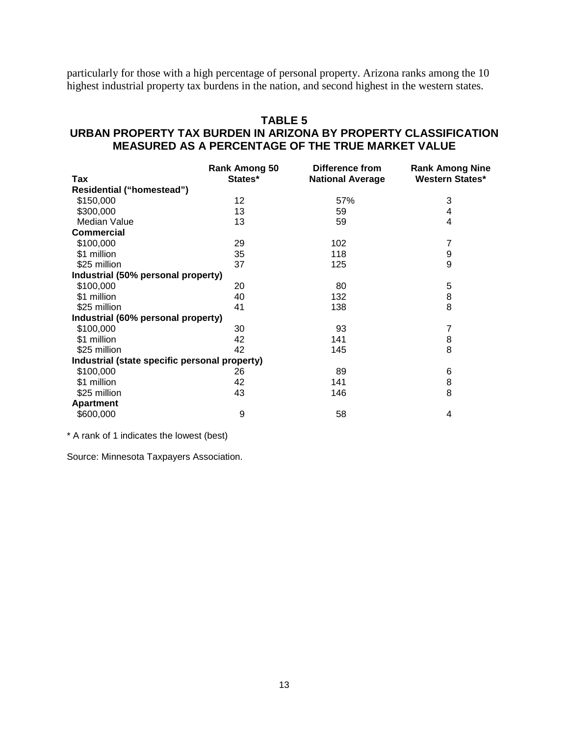particularly for those with a high percentage of personal property. Arizona ranks among the 10 highest industrial property tax burdens in the nation, and second highest in the western states.

### TABLE 5
### URBAN PROPERTY TAX BURDEN IN ARIZONA BY PROPERTY CLASSIFICATION MEASURED AS A PERCENTAGE OF THE TRUE MARKET VALUE

| Tax | Rank Among 50 States* | Difference from National Average | Rank Among Nine Western States* |
|---|---|---|---|
| **Residential ("homestead")** | | | |
| $150,000 | 12 | 57% | 3 |
| $300,000 | 13 | 59 | 4 |
| Median Value | 13 | 59 | 4 |
| **Commercial** | | | |
| $100,000 | 29 | 102 | 7 |
| $1 million | 35 | 118 | 9 |
| $25 million | 37 | 125 | 9 |
| **Industrial (50% personal property)** | | | |
| $100,000 | 20 | 80 | 5 |
| $1 million | 40 | 132 | 8 |
| $25 million | 41 | 138 | 8 |
| **Industrial (60% personal property)** | | | |
| $100,000 | 30 | 93 | 7 |
| $1 million | 42 | 141 | 8 |
| $25 million | 42 | 145 | 8 |
| **Industrial (state specific personal property)** | | | |
| $100,000 | 26 | 89 | 6 |
| $1 million | 42 | 141 | 8 |
| $25 million | 43 | 146 | 8 |
| **Apartment** | | | |
| $600,000 | 9 | 58 | 4 |

* A rank of 1 indicates the lowest (best)

Source: Minnesota Taxpayers Association.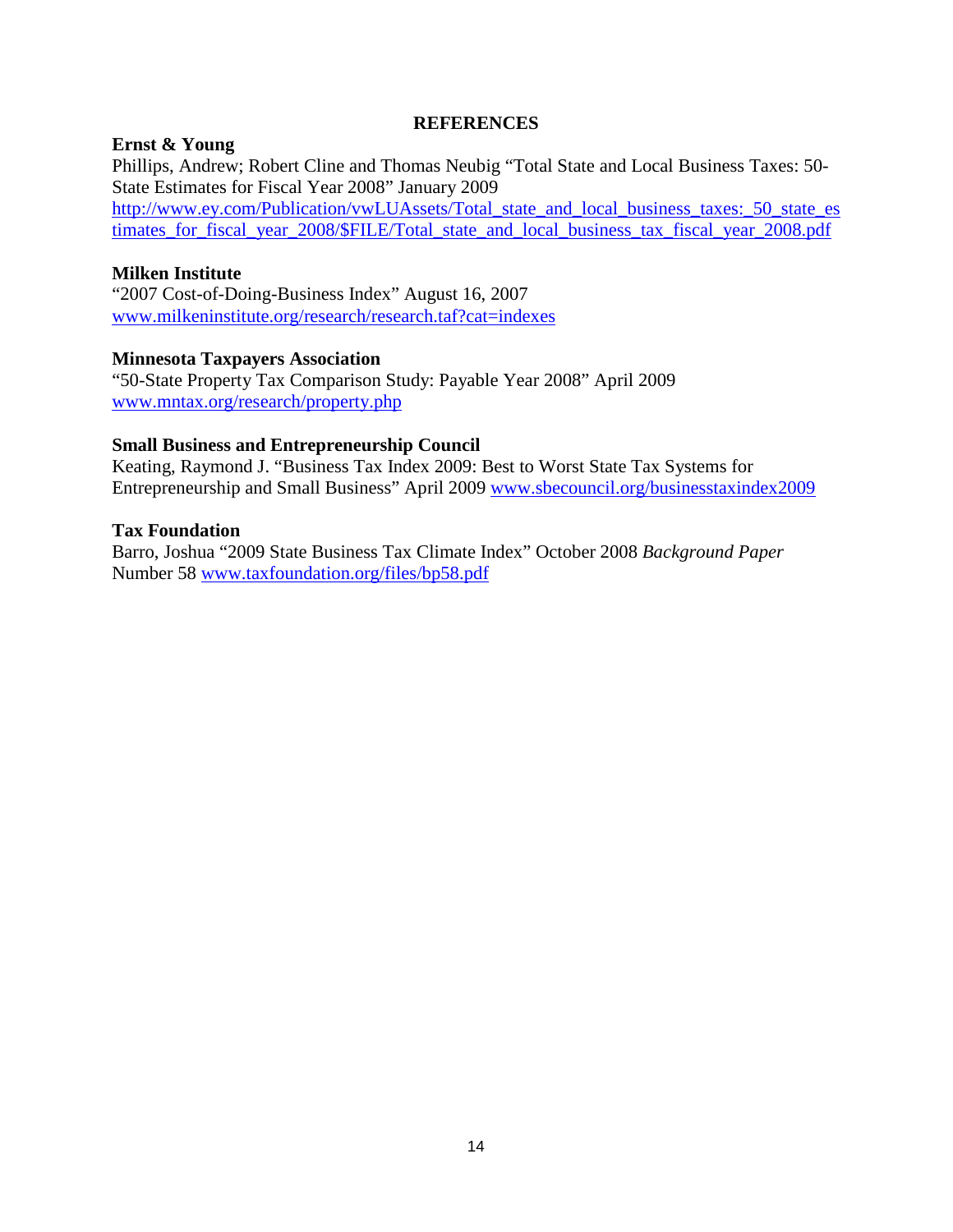## REFERENCES

**Ernst & Young**
Phillips, Andrew; Robert Cline and Thomas Neubig "Total State and Local Business Taxes: 50-State Estimates for Fiscal Year 2008" January 2009
http://www.ey.com/Publication/vwLUAssets/Total_state_and_local_business_taxes:_50_state_estimates_for_fiscal_year_2008/$FILE/Total_state_and_local_business_tax_fiscal_year_2008.pdf

**Milken Institute**
"2007 Cost-of-Doing-Business Index" August 16, 2007
www.milkeninstitute.org/research/research.taf?cat=indexes

**Minnesota Taxpayers Association**
"50-State Property Tax Comparison Study: Payable Year 2008" April 2009
www.mntax.org/research/property.php

**Small Business and Entrepreneurship Council**
Keating, Raymond J. "Business Tax Index 2009: Best to Worst State Tax Systems for Entrepreneurship and Small Business" April 2009 www.sbecouncil.org/businesstaxindex2009

**Tax Foundation**
Barro, Joshua "2009 State Business Tax Climate Index" October 2008 *Background Paper* Number 58 www.taxfoundation.org/files/bp58.pdf